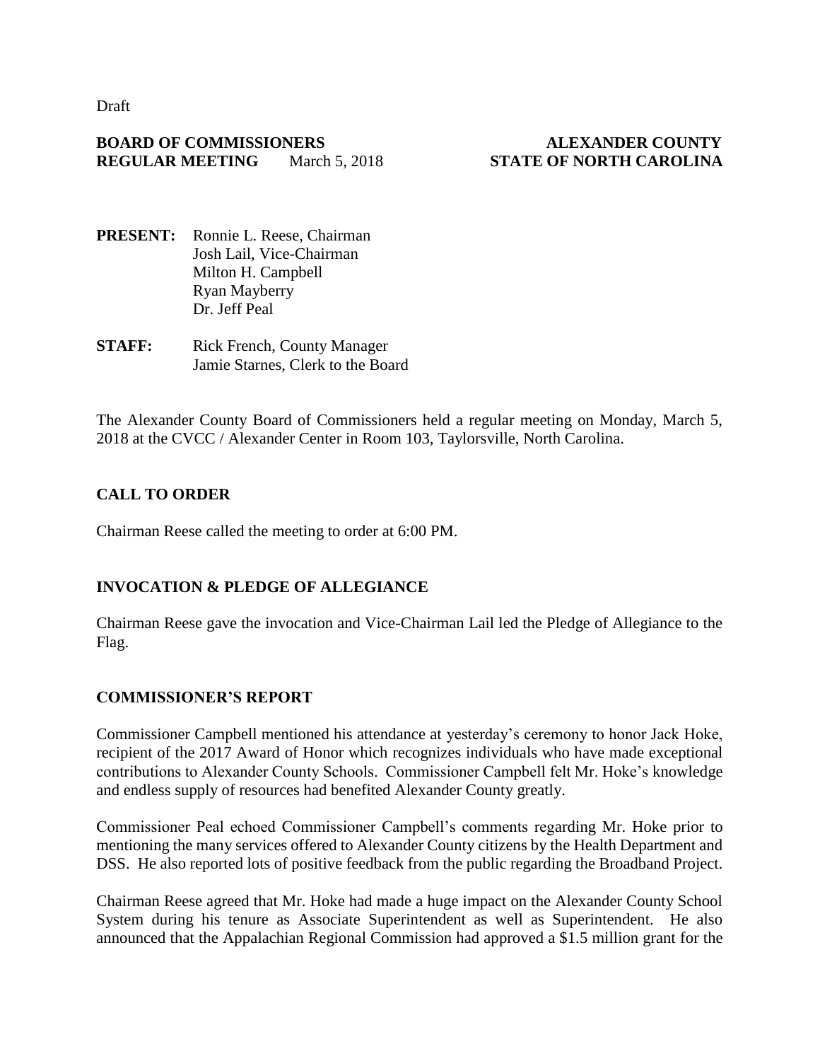Draft

**BOARD OF COMMISSIONERS** **ALEXANDER COUNTY**
**REGULAR MEETING** March 5, 2018 **STATE OF NORTH CAROLINA**

**PRESENT:** Ronnie L. Reese, Chairman
Josh Lail, Vice-Chairman
Milton H. Campbell
Ryan Mayberry
Dr. Jeff Peal

**STAFF:** Rick French, County Manager
Jamie Starnes, Clerk to the Board

The Alexander County Board of Commissioners held a regular meeting on Monday, March 5, 2018 at the CVCC / Alexander Center in Room 103, Taylorsville, North Carolina.

## CALL TO ORDER

Chairman Reese called the meeting to order at 6:00 PM.

## INVOCATION & PLEDGE OF ALLEGIANCE

Chairman Reese gave the invocation and Vice-Chairman Lail led the Pledge of Allegiance to the Flag.

## COMMISSIONER'S REPORT

Commissioner Campbell mentioned his attendance at yesterday's ceremony to honor Jack Hoke, recipient of the 2017 Award of Honor which recognizes individuals who have made exceptional contributions to Alexander County Schools. Commissioner Campbell felt Mr. Hoke's knowledge and endless supply of resources had benefited Alexander County greatly.

Commissioner Peal echoed Commissioner Campbell's comments regarding Mr. Hoke prior to mentioning the many services offered to Alexander County citizens by the Health Department and DSS. He also reported lots of positive feedback from the public regarding the Broadband Project.

Chairman Reese agreed that Mr. Hoke had made a huge impact on the Alexander County School System during his tenure as Associate Superintendent as well as Superintendent. He also announced that the Appalachian Regional Commission had approved a $1.5 million grant for the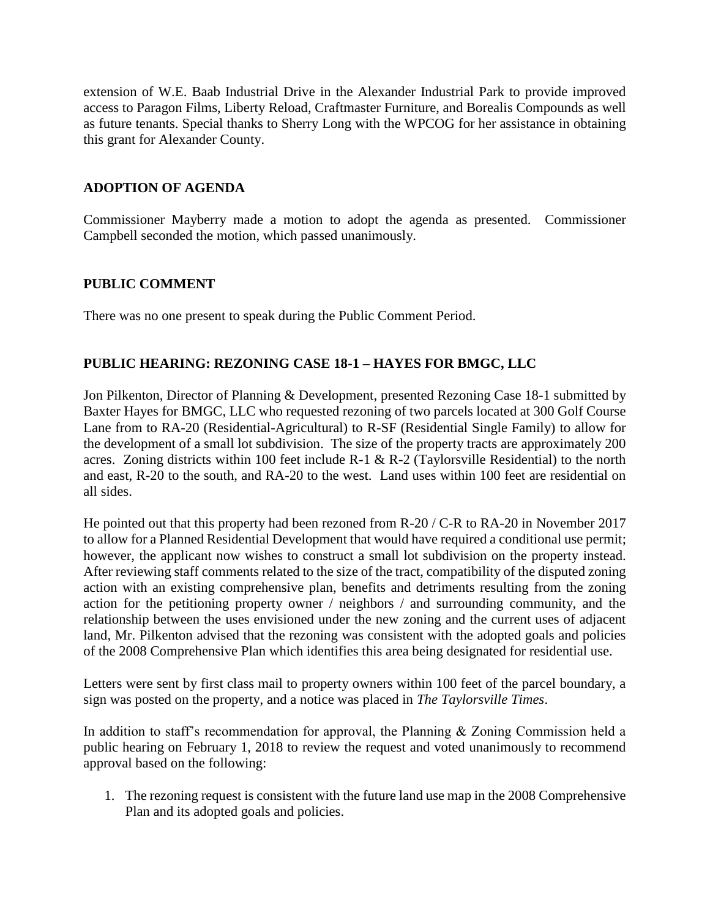extension of W.E. Baab Industrial Drive in the Alexander Industrial Park to provide improved access to Paragon Films, Liberty Reload, Craftmaster Furniture, and Borealis Compounds as well as future tenants. Special thanks to Sherry Long with the WPCOG for her assistance in obtaining this grant for Alexander County.

## ADOPTION OF AGENDA

Commissioner Mayberry made a motion to adopt the agenda as presented. Commissioner Campbell seconded the motion, which passed unanimously.

## PUBLIC COMMENT

There was no one present to speak during the Public Comment Period.

## PUBLIC HEARING: REZONING CASE 18-1 – HAYES FOR BMGC, LLC

Jon Pilkenton, Director of Planning & Development, presented Rezoning Case 18-1 submitted by Baxter Hayes for BMGC, LLC who requested rezoning of two parcels located at 300 Golf Course Lane from to RA-20 (Residential-Agricultural) to R-SF (Residential Single Family) to allow for the development of a small lot subdivision. The size of the property tracts are approximately 200 acres. Zoning districts within 100 feet include R-1 & R-2 (Taylorsville Residential) to the north and east, R-20 to the south, and RA-20 to the west. Land uses within 100 feet are residential on all sides.

He pointed out that this property had been rezoned from R-20 / C-R to RA-20 in November 2017 to allow for a Planned Residential Development that would have required a conditional use permit; however, the applicant now wishes to construct a small lot subdivision on the property instead. After reviewing staff comments related to the size of the tract, compatibility of the disputed zoning action with an existing comprehensive plan, benefits and detriments resulting from the zoning action for the petitioning property owner / neighbors / and surrounding community, and the relationship between the uses envisioned under the new zoning and the current uses of adjacent land, Mr. Pilkenton advised that the rezoning was consistent with the adopted goals and policies of the 2008 Comprehensive Plan which identifies this area being designated for residential use.

Letters were sent by first class mail to property owners within 100 feet of the parcel boundary, a sign was posted on the property, and a notice was placed in *The Taylorsville Times*.

In addition to staff's recommendation for approval, the Planning & Zoning Commission held a public hearing on February 1, 2018 to review the request and voted unanimously to recommend approval based on the following:

1. The rezoning request is consistent with the future land use map in the 2008 Comprehensive Plan and its adopted goals and policies.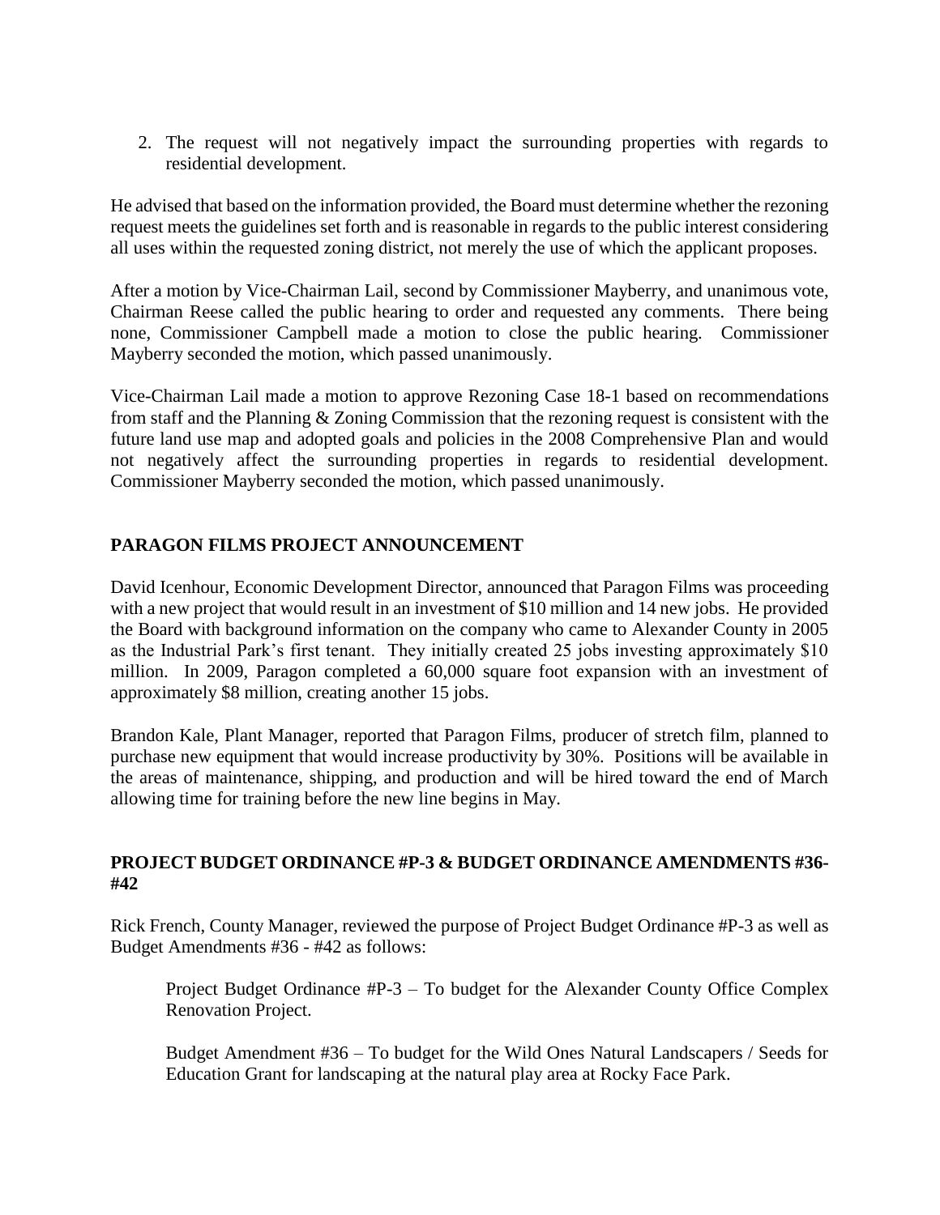2. The request will not negatively impact the surrounding properties with regards to residential development.

He advised that based on the information provided, the Board must determine whether the rezoning request meets the guidelines set forth and is reasonable in regards to the public interest considering all uses within the requested zoning district, not merely the use of which the applicant proposes.

After a motion by Vice-Chairman Lail, second by Commissioner Mayberry, and unanimous vote, Chairman Reese called the public hearing to order and requested any comments. There being none, Commissioner Campbell made a motion to close the public hearing. Commissioner Mayberry seconded the motion, which passed unanimously.

Vice-Chairman Lail made a motion to approve Rezoning Case 18-1 based on recommendations from staff and the Planning & Zoning Commission that the rezoning request is consistent with the future land use map and adopted goals and policies in the 2008 Comprehensive Plan and would not negatively affect the surrounding properties in regards to residential development. Commissioner Mayberry seconded the motion, which passed unanimously.

**PARAGON FILMS PROJECT ANNOUNCEMENT**

David Icenhour, Economic Development Director, announced that Paragon Films was proceeding with a new project that would result in an investment of $10 million and 14 new jobs. He provided the Board with background information on the company who came to Alexander County in 2005 as the Industrial Park's first tenant. They initially created 25 jobs investing approximately $10 million. In 2009, Paragon completed a 60,000 square foot expansion with an investment of approximately $8 million, creating another 15 jobs.

Brandon Kale, Plant Manager, reported that Paragon Films, producer of stretch film, planned to purchase new equipment that would increase productivity by 30%. Positions will be available in the areas of maintenance, shipping, and production and will be hired toward the end of March allowing time for training before the new line begins in May.

**PROJECT BUDGET ORDINANCE #P-3 & BUDGET ORDINANCE AMENDMENTS #36-#42**

Rick French, County Manager, reviewed the purpose of Project Budget Ordinance #P-3 as well as Budget Amendments #36 - #42 as follows:

> Project Budget Ordinance #P-3 – To budget for the Alexander County Office Complex Renovation Project.
>
> Budget Amendment #36 – To budget for the Wild Ones Natural Landscapers / Seeds for Education Grant for landscaping at the natural play area at Rocky Face Park.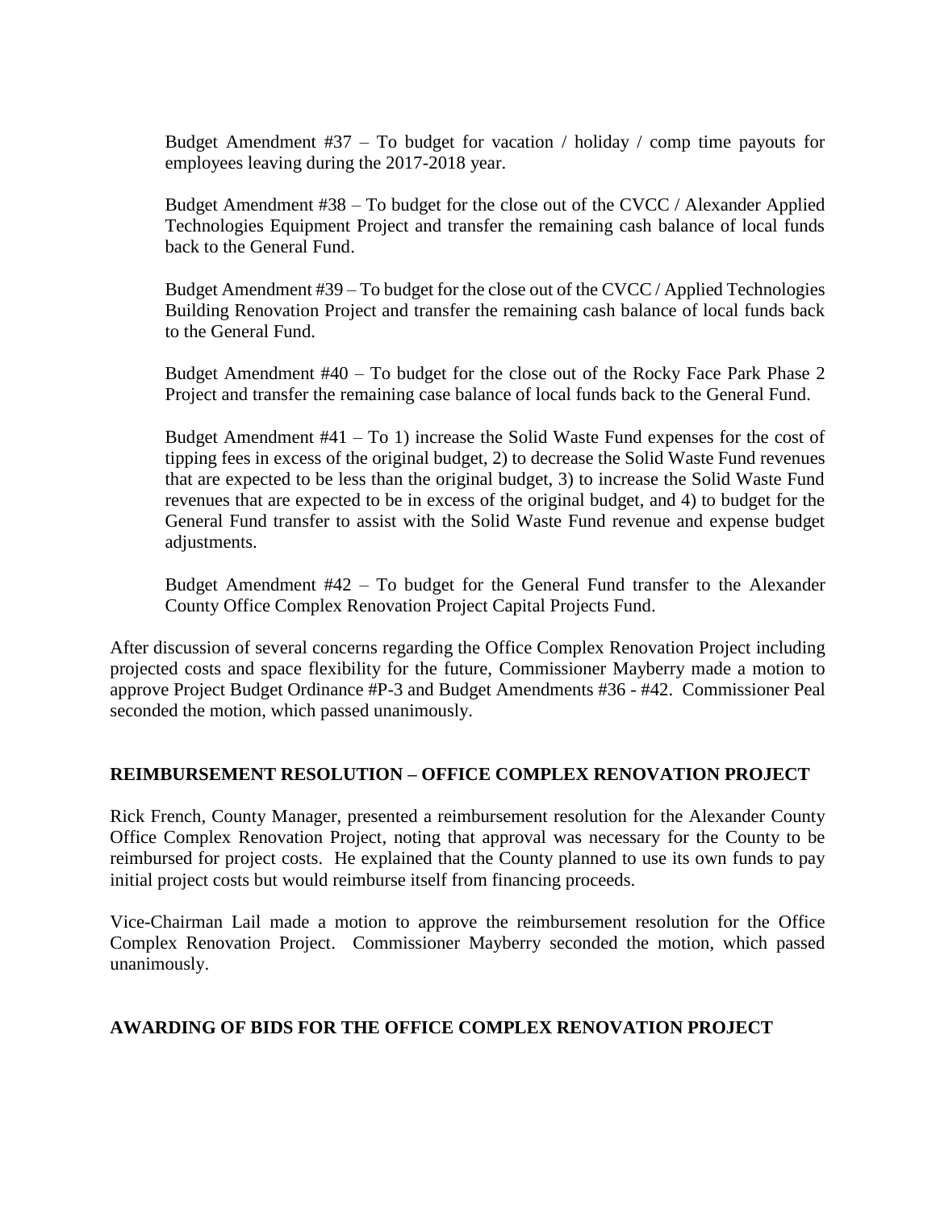Budget Amendment #37 – To budget for vacation / holiday / comp time payouts for employees leaving during the 2017-2018 year.

Budget Amendment #38 – To budget for the close out of the CVCC / Alexander Applied Technologies Equipment Project and transfer the remaining cash balance of local funds back to the General Fund.

Budget Amendment #39 – To budget for the close out of the CVCC / Applied Technologies Building Renovation Project and transfer the remaining cash balance of local funds back to the General Fund.

Budget Amendment #40 – To budget for the close out of the Rocky Face Park Phase 2 Project and transfer the remaining case balance of local funds back to the General Fund.

Budget Amendment #41 – To 1) increase the Solid Waste Fund expenses for the cost of tipping fees in excess of the original budget, 2) to decrease the Solid Waste Fund revenues that are expected to be less than the original budget, 3) to increase the Solid Waste Fund revenues that are expected to be in excess of the original budget, and 4) to budget for the General Fund transfer to assist with the Solid Waste Fund revenue and expense budget adjustments.

Budget Amendment #42 – To budget for the General Fund transfer to the Alexander County Office Complex Renovation Project Capital Projects Fund.

After discussion of several concerns regarding the Office Complex Renovation Project including projected costs and space flexibility for the future, Commissioner Mayberry made a motion to approve Project Budget Ordinance #P-3 and Budget Amendments #36 - #42. Commissioner Peal seconded the motion, which passed unanimously.

**REIMBURSEMENT RESOLUTION – OFFICE COMPLEX RENOVATION PROJECT**

Rick French, County Manager, presented a reimbursement resolution for the Alexander County Office Complex Renovation Project, noting that approval was necessary for the County to be reimbursed for project costs. He explained that the County planned to use its own funds to pay initial project costs but would reimburse itself from financing proceeds.

Vice-Chairman Lail made a motion to approve the reimbursement resolution for the Office Complex Renovation Project. Commissioner Mayberry seconded the motion, which passed unanimously.

**AWARDING OF BIDS FOR THE OFFICE COMPLEX RENOVATION PROJECT**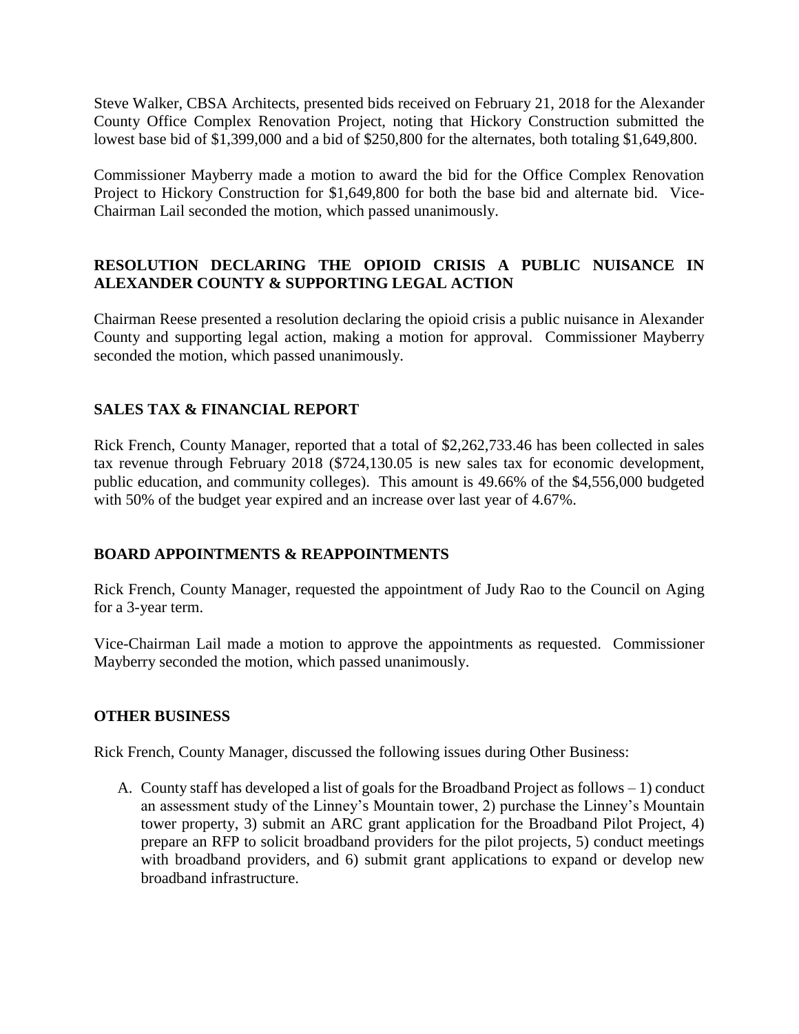Steve Walker, CBSA Architects, presented bids received on February 21, 2018 for the Alexander County Office Complex Renovation Project, noting that Hickory Construction submitted the lowest base bid of $1,399,000 and a bid of $250,800 for the alternates, both totaling $1,649,800.

Commissioner Mayberry made a motion to award the bid for the Office Complex Renovation Project to Hickory Construction for $1,649,800 for both the base bid and alternate bid. Vice-Chairman Lail seconded the motion, which passed unanimously.

## RESOLUTION DECLARING THE OPIOID CRISIS A PUBLIC NUISANCE IN ALEXANDER COUNTY & SUPPORTING LEGAL ACTION

Chairman Reese presented a resolution declaring the opioid crisis a public nuisance in Alexander County and supporting legal action, making a motion for approval. Commissioner Mayberry seconded the motion, which passed unanimously.

## SALES TAX & FINANCIAL REPORT

Rick French, County Manager, reported that a total of $2,262,733.46 has been collected in sales tax revenue through February 2018 ($724,130.05 is new sales tax for economic development, public education, and community colleges). This amount is 49.66% of the $4,556,000 budgeted with 50% of the budget year expired and an increase over last year of 4.67%.

## BOARD APPOINTMENTS & REAPPOINTMENTS

Rick French, County Manager, requested the appointment of Judy Rao to the Council on Aging for a 3-year term.

Vice-Chairman Lail made a motion to approve the appointments as requested. Commissioner Mayberry seconded the motion, which passed unanimously.

## OTHER BUSINESS

Rick French, County Manager, discussed the following issues during Other Business:

A. County staff has developed a list of goals for the Broadband Project as follows – 1) conduct an assessment study of the Linney's Mountain tower, 2) purchase the Linney's Mountain tower property, 3) submit an ARC grant application for the Broadband Pilot Project, 4) prepare an RFP to solicit broadband providers for the pilot projects, 5) conduct meetings with broadband providers, and 6) submit grant applications to expand or develop new broadband infrastructure.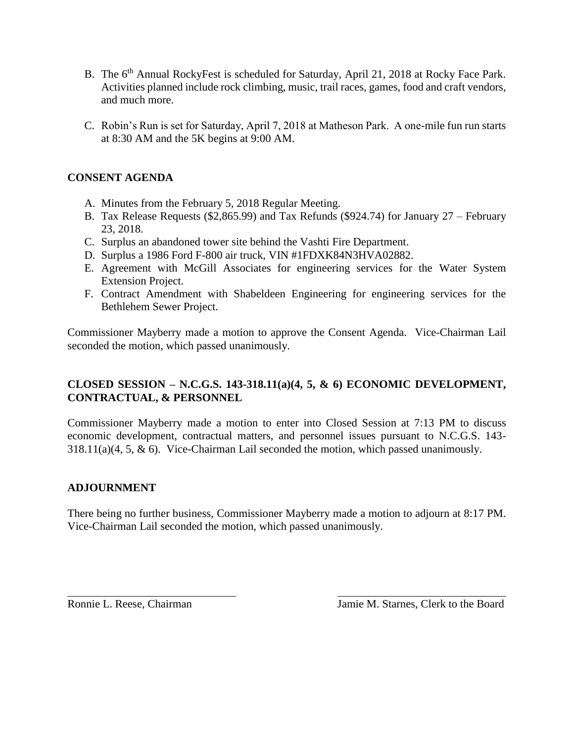B. The 6th Annual RockyFest is scheduled for Saturday, April 21, 2018 at Rocky Face Park. Activities planned include rock climbing, music, trail races, games, food and craft vendors, and much more.

C. Robin's Run is set for Saturday, April 7, 2018 at Matheson Park. A one-mile fun run starts at 8:30 AM and the 5K begins at 9:00 AM.

**CONSENT AGENDA**

A. Minutes from the February 5, 2018 Regular Meeting.
B. Tax Release Requests ($2,865.99) and Tax Refunds ($924.74) for January 27 – February 23, 2018.
C. Surplus an abandoned tower site behind the Vashti Fire Department.
D. Surplus a 1986 Ford F-800 air truck, VIN #1FDXK84N3HVA02882.
E. Agreement with McGill Associates for engineering services for the Water System Extension Project.
F. Contract Amendment with Shabeldeen Engineering for engineering services for the Bethlehem Sewer Project.

Commissioner Mayberry made a motion to approve the Consent Agenda. Vice-Chairman Lail seconded the motion, which passed unanimously.

**CLOSED SESSION – N.C.G.S. 143-318.11(a)(4, 5, & 6) ECONOMIC DEVELOPMENT, CONTRACTUAL, & PERSONNEL**

Commissioner Mayberry made a motion to enter into Closed Session at 7:13 PM to discuss economic development, contractual matters, and personnel issues pursuant to N.C.G.S. 143-318.11(a)(4, 5, & 6). Vice-Chairman Lail seconded the motion, which passed unanimously.

**ADJOURNMENT**

There being no further business, Commissioner Mayberry made a motion to adjourn at 8:17 PM. Vice-Chairman Lail seconded the motion, which passed unanimously.

Ronnie L. Reese, Chairman

Jamie M. Starnes, Clerk to the Board